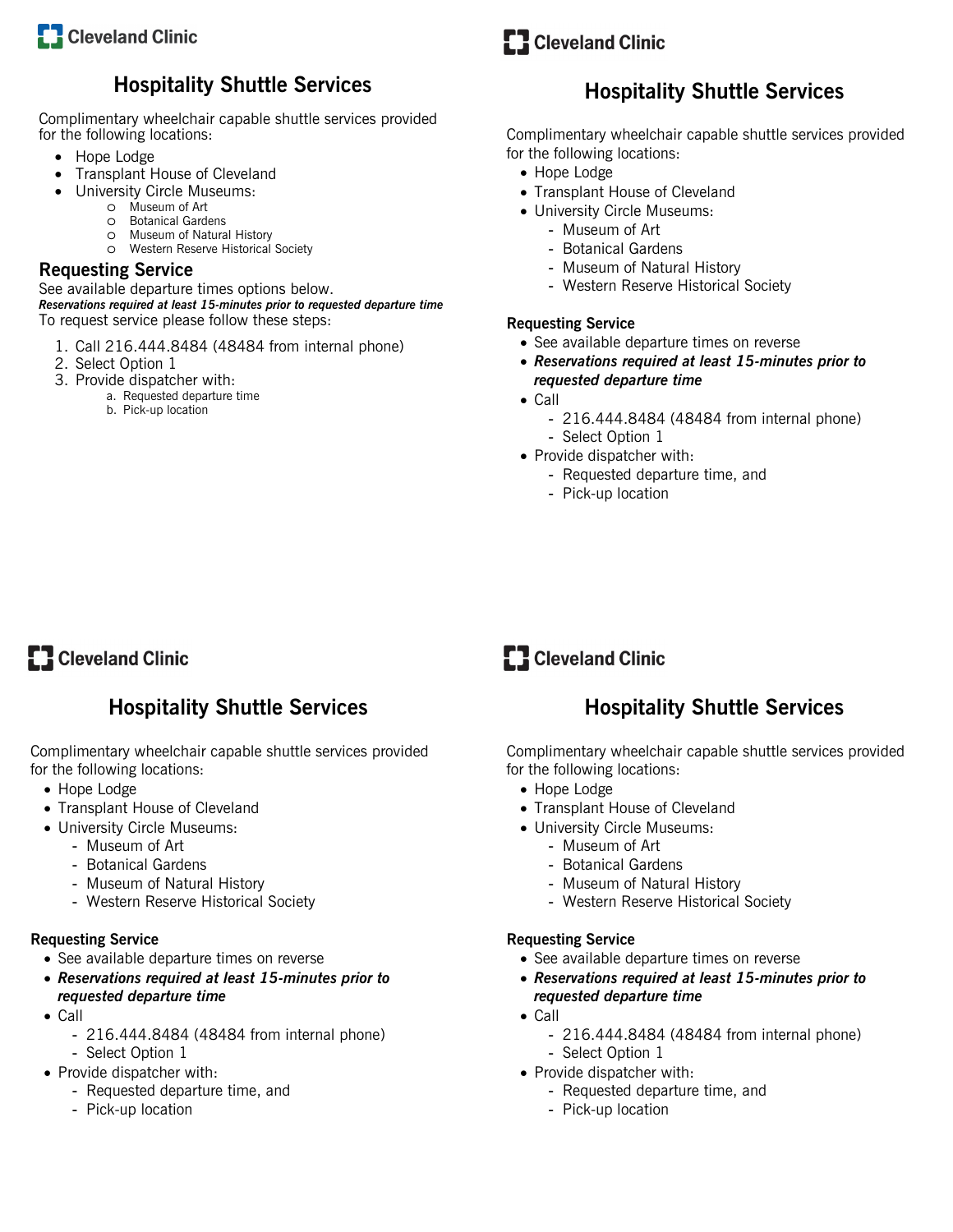Cleveland Clinic

# Hospitality Shuttle Services

Complimentary wheelchair capable shuttle services provided for the following locations:

- Hope Lodge
- Transplant House of Cleveland
- University Circle Museums:
  - Museum of Art
  - Botanical Gardens
  - Museum of Natural History
  - Western Reserve Historical Society

## Requesting Service

See available departure times options below.
***Reservations required at least 15-minutes prior to requested departure time***
To request service please follow these steps:

1. Call 216.444.8484 (48484 from internal phone)
2. Select Option 1
3. Provide dispatcher with:
   a. Requested departure time
   b. Pick-up location

Cleveland Clinic

# Hospitality Shuttle Services

Complimentary wheelchair capable shuttle services provided for the following locations:

- Hope Lodge
- Transplant House of Cleveland
- University Circle Museums:
  - Museum of Art
  - Botanical Gardens
  - Museum of Natural History
  - Western Reserve Historical Society

**Requesting Service**

- See available departure times on reverse
- ***Reservations required at least 15-minutes prior to requested departure time***
- Call
  - 216.444.8484 (48484 from internal phone)
  - Select Option 1
- Provide dispatcher with:
  - Requested departure time, and
  - Pick-up location

Cleveland Clinic

# Hospitality Shuttle Services

Complimentary wheelchair capable shuttle services provided for the following locations:

- Hope Lodge
- Transplant House of Cleveland
- University Circle Museums:
  - Museum of Art
  - Botanical Gardens
  - Museum of Natural History
  - Western Reserve Historical Society

**Requesting Service**

- See available departure times on reverse
- ***Reservations required at least 15-minutes prior to requested departure time***
- Call
  - 216.444.8484 (48484 from internal phone)
  - Select Option 1
- Provide dispatcher with:
  - Requested departure time, and
  - Pick-up location

Cleveland Clinic

# Hospitality Shuttle Services

Complimentary wheelchair capable shuttle services provided for the following locations:

- Hope Lodge
- Transplant House of Cleveland
- University Circle Museums:
  - Museum of Art
  - Botanical Gardens
  - Museum of Natural History
  - Western Reserve Historical Society

**Requesting Service**

- See available departure times on reverse
- ***Reservations required at least 15-minutes prior to requested departure time***
- Call
  - 216.444.8484 (48484 from internal phone)
  - Select Option 1
- Provide dispatcher with:
  - Requested departure time, and
  - Pick-up location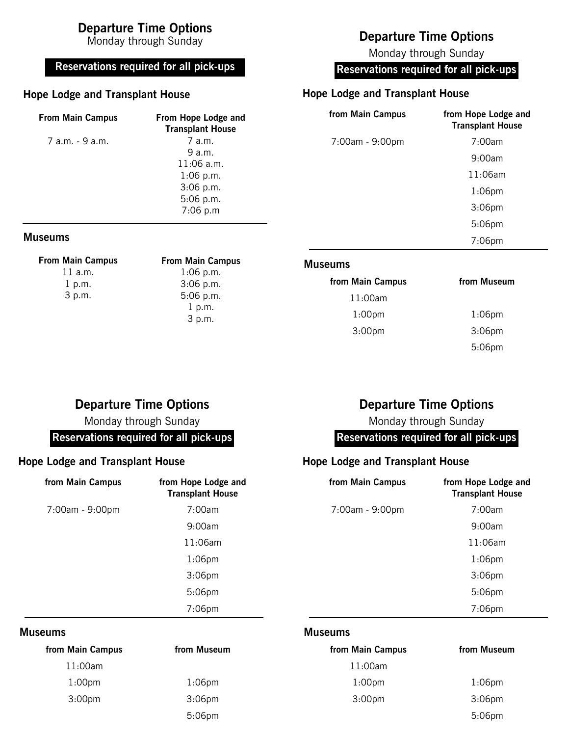## Departure Time Options

Monday through Sunday

**Reservations required for all pick-ups**

### Hope Lodge and Transplant House

| From Main Campus | From Hope Lodge and Transplant House |
|---|---|
| 7 a.m. - 9 a.m. | 7 a.m. |
| | 9 a.m. |
| | 11:06 a.m. |
| | 1:06 p.m. |
| | 3:06 p.m. |
| | 5:06 p.m. |
| | 7:06 p.m |

### Museums

| From Main Campus | From Main Campus |
|---|---|
| 11 a.m. | 1:06 p.m. |
| 1 p.m. | 3:06 p.m. |
| 3 p.m. | 5:06 p.m. |
| | 1 p.m. |
| | 3 p.m. |

## Departure Time Options

Monday through Sunday

**Reservations required for all pick-ups**

### Hope Lodge and Transplant House

| from Main Campus | from Hope Lodge and Transplant House |
|---|---|
| 7:00am - 9:00pm | 7:00am |
| | 9:00am |
| | 11:06am |
| | 1:06pm |
| | 3:06pm |
| | 5:06pm |
| | 7:06pm |

### Museums

| from Main Campus | from Museum |
|---|---|
| 11:00am | |
| 1:00pm | 1:06pm |
| 3:00pm | 3:06pm |
| | 5:06pm |

## Departure Time Options

Monday through Sunday

**Reservations required for all pick-ups**

### Hope Lodge and Transplant House

| from Main Campus | from Hope Lodge and Transplant House |
|---|---|
| 7:00am - 9:00pm | 7:00am |
| | 9:00am |
| | 11:06am |
| | 1:06pm |
| | 3:06pm |
| | 5:06pm |
| | 7:06pm |

### Museums

| from Main Campus | from Museum |
|---|---|
| 11:00am | |
| 1:00pm | 1:06pm |
| 3:00pm | 3:06pm |
| | 5:06pm |

## Departure Time Options

Monday through Sunday

**Reservations required for all pick-ups**

### Hope Lodge and Transplant House

| from Main Campus | from Hope Lodge and Transplant House |
|---|---|
| 7:00am - 9:00pm | 7:00am |
| | 9:00am |
| | 11:06am |
| | 1:06pm |
| | 3:06pm |
| | 5:06pm |
| | 7:06pm |

### Museums

| from Main Campus | from Museum |
|---|---|
| 11:00am | |
| 1:00pm | 1:06pm |
| 3:00pm | 3:06pm |
| | 5:06pm |